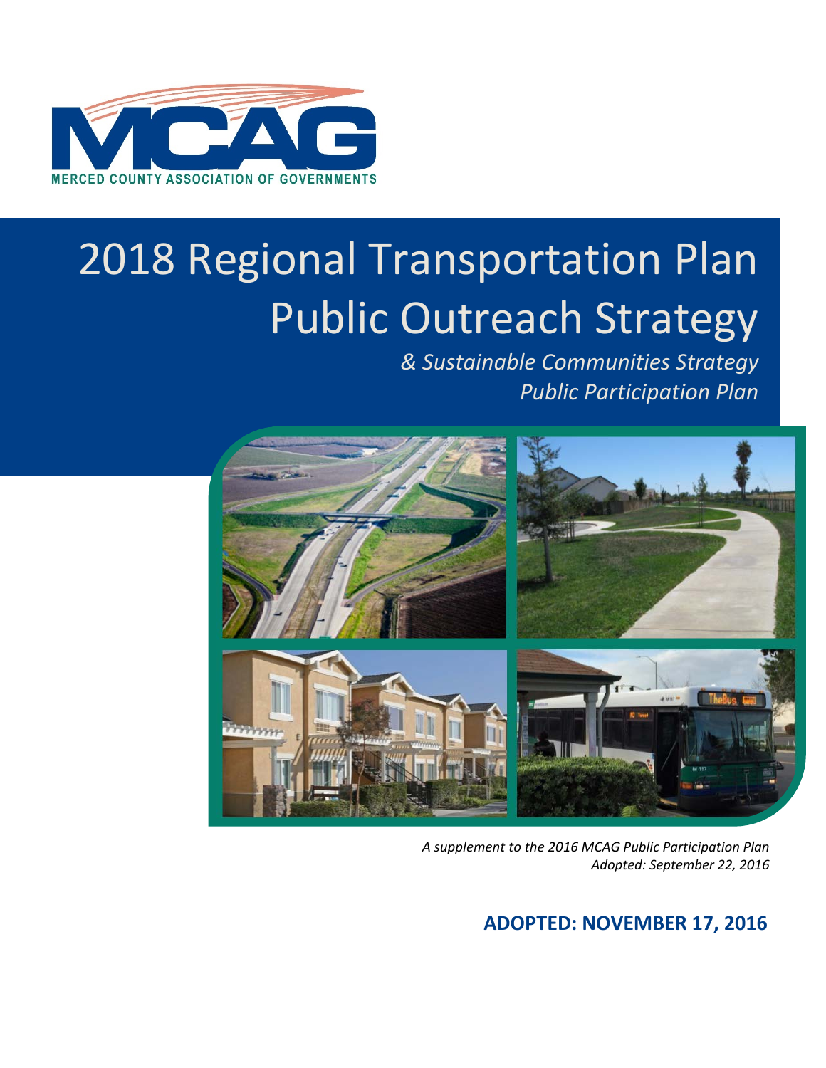MCAG

MERCED COUNTY ASSOCIATION OF GOVERNMENTS

# 2018 Regional Transportation Plan Public Outreach Strategy

*& Sustainable Communities Strategy Public Participation Plan*

*A supplement to the 2016 MCAG Public Participation Plan*
*Adopted: September 22, 2016*

**ADOPTED: NOVEMBER 17, 2016**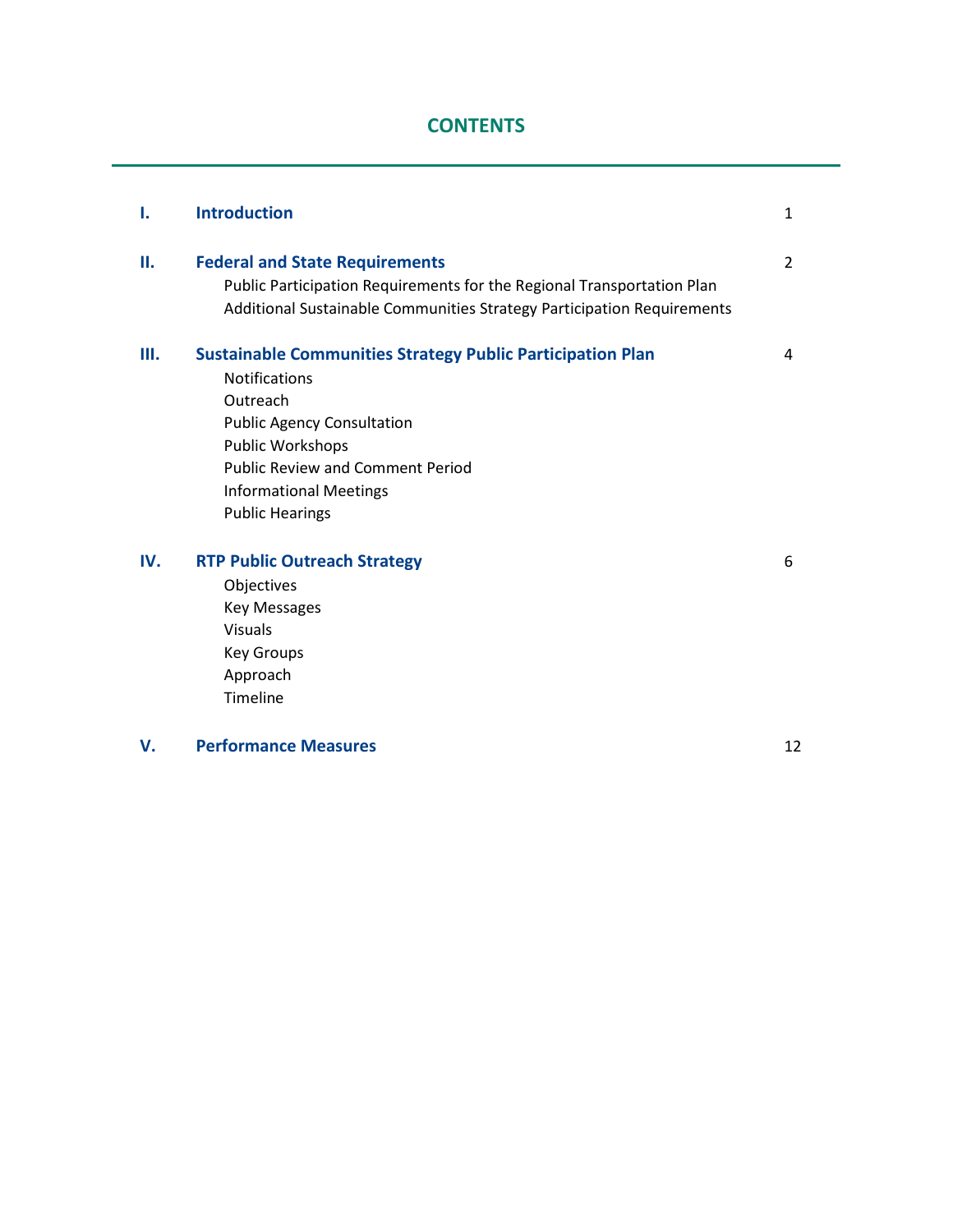# CONTENTS

| | | |
|---|---|---|
| **I.** | **Introduction** | 1 |
| **II.** | **Federal and State Requirements** | 2 |
| | Public Participation Requirements for the Regional Transportation Plan | |
| | Additional Sustainable Communities Strategy Participation Requirements | |
| **III.** | **Sustainable Communities Strategy Public Participation Plan** | 4 |
| | Notifications | |
| | Outreach | |
| | Public Agency Consultation | |
| | Public Workshops | |
| | Public Review and Comment Period | |
| | Informational Meetings | |
| | Public Hearings | |
| **IV.** | **RTP Public Outreach Strategy** | 6 |
| | Objectives | |
| | Key Messages | |
| | Visuals | |
| | Key Groups | |
| | Approach | |
| | Timeline | |
| **V.** | **Performance Measures** | 12 |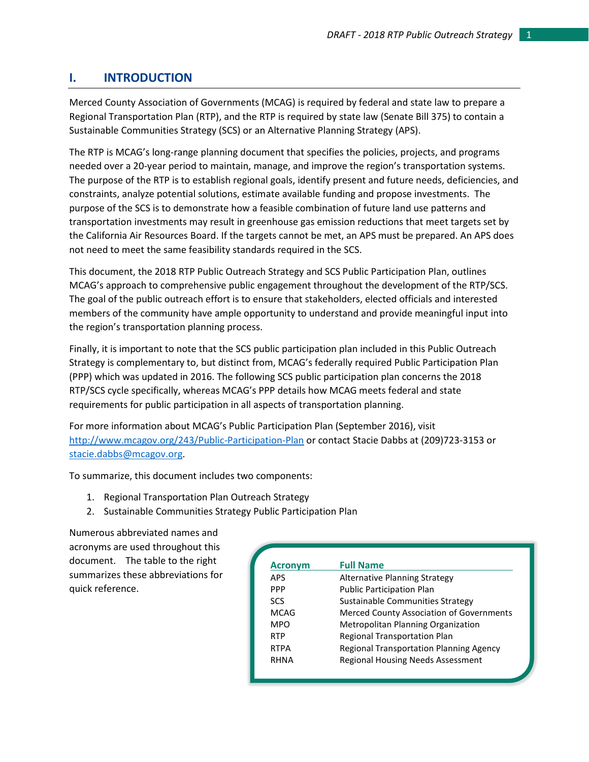## I. INTRODUCTION

Merced County Association of Governments (MCAG) is required by federal and state law to prepare a Regional Transportation Plan (RTP), and the RTP is required by state law (Senate Bill 375) to contain a Sustainable Communities Strategy (SCS) or an Alternative Planning Strategy (APS).

The RTP is MCAG's long-range planning document that specifies the policies, projects, and programs needed over a 20-year period to maintain, manage, and improve the region's transportation systems. The purpose of the RTP is to establish regional goals, identify present and future needs, deficiencies, and constraints, analyze potential solutions, estimate available funding and propose investments. The purpose of the SCS is to demonstrate how a feasible combination of future land use patterns and transportation investments may result in greenhouse gas emission reductions that meet targets set by the California Air Resources Board. If the targets cannot be met, an APS must be prepared. An APS does not need to meet the same feasibility standards required in the SCS.

This document, the 2018 RTP Public Outreach Strategy and SCS Public Participation Plan, outlines MCAG's approach to comprehensive public engagement throughout the development of the RTP/SCS. The goal of the public outreach effort is to ensure that stakeholders, elected officials and interested members of the community have ample opportunity to understand and provide meaningful input into the region's transportation planning process.

Finally, it is important to note that the SCS public participation plan included in this Public Outreach Strategy is complementary to, but distinct from, MCAG's federally required Public Participation Plan (PPP) which was updated in 2016. The following SCS public participation plan concerns the 2018 RTP/SCS cycle specifically, whereas MCAG's PPP details how MCAG meets federal and state requirements for public participation in all aspects of transportation planning.

For more information about MCAG's Public Participation Plan (September 2016), visit http://www.mcagov.org/243/Public-Participation-Plan or contact Stacie Dabbs at (209)723-3153 or stacie.dabbs@mcagov.org.

To summarize, this document includes two components:

1. Regional Transportation Plan Outreach Strategy
2. Sustainable Communities Strategy Public Participation Plan

Numerous abbreviated names and acronyms are used throughout this document. The table to the right summarizes these abbreviations for quick reference.

| Acronym | Full Name |
|---|---|
| APS | Alternative Planning Strategy |
| PPP | Public Participation Plan |
| SCS | Sustainable Communities Strategy |
| MCAG | Merced County Association of Governments |
| MPO | Metropolitan Planning Organization |
| RTP | Regional Transportation Plan |
| RTPA | Regional Transportation Planning Agency |
| RHNA | Regional Housing Needs Assessment |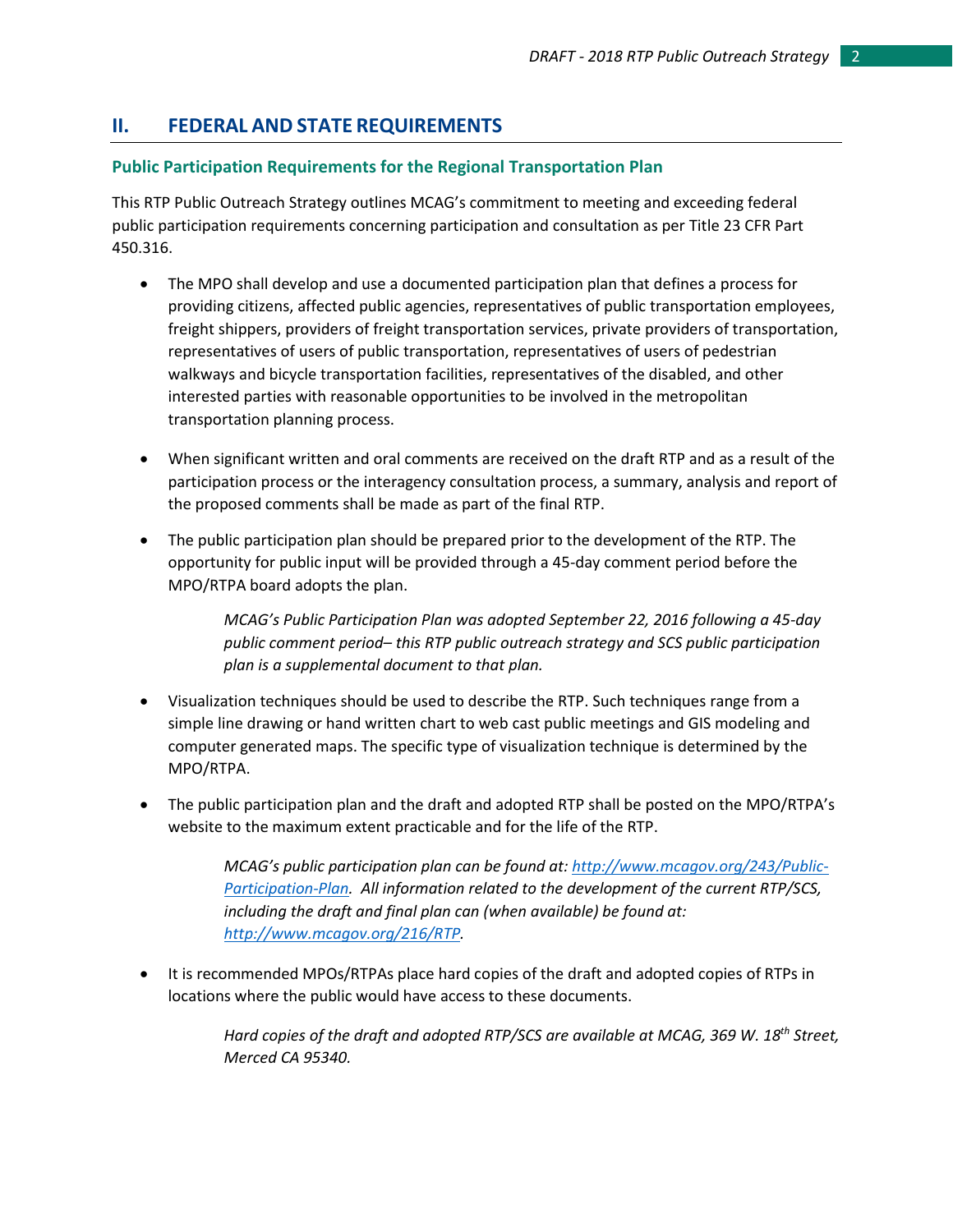## II. FEDERAL AND STATE REQUIREMENTS

### Public Participation Requirements for the Regional Transportation Plan

This RTP Public Outreach Strategy outlines MCAG's commitment to meeting and exceeding federal public participation requirements concerning participation and consultation as per Title 23 CFR Part 450.316.

- The MPO shall develop and use a documented participation plan that defines a process for providing citizens, affected public agencies, representatives of public transportation employees, freight shippers, providers of freight transportation services, private providers of transportation, representatives of users of public transportation, representatives of users of pedestrian walkways and bicycle transportation facilities, representatives of the disabled, and other interested parties with reasonable opportunities to be involved in the metropolitan transportation planning process.

- When significant written and oral comments are received on the draft RTP and as a result of the participation process or the interagency consultation process, a summary, analysis and report of the proposed comments shall be made as part of the final RTP.

- The public participation plan should be prepared prior to the development of the RTP. The opportunity for public input will be provided through a 45-day comment period before the MPO/RTPA board adopts the plan.

  *MCAG's Public Participation Plan was adopted September 22, 2016 following a 45-day public comment period– this RTP public outreach strategy and SCS public participation plan is a supplemental document to that plan.*

- Visualization techniques should be used to describe the RTP. Such techniques range from a simple line drawing or hand written chart to web cast public meetings and GIS modeling and computer generated maps. The specific type of visualization technique is determined by the MPO/RTPA.

- The public participation plan and the draft and adopted RTP shall be posted on the MPO/RTPA's website to the maximum extent practicable and for the life of the RTP.

  *MCAG's public participation plan can be found at: [http://www.mcagov.org/243/Public-Participation-Plan](http://www.mcagov.org/243/Public-Participation-Plan). All information related to the development of the current RTP/SCS, including the draft and final plan can (when available) be found at: [http://www.mcagov.org/216/RTP](http://www.mcagov.org/216/RTP).*

- It is recommended MPOs/RTPAs place hard copies of the draft and adopted copies of RTPs in locations where the public would have access to these documents.

  *Hard copies of the draft and adopted RTP/SCS are available at MCAG, 369 W. 18th Street, Merced CA 95340.*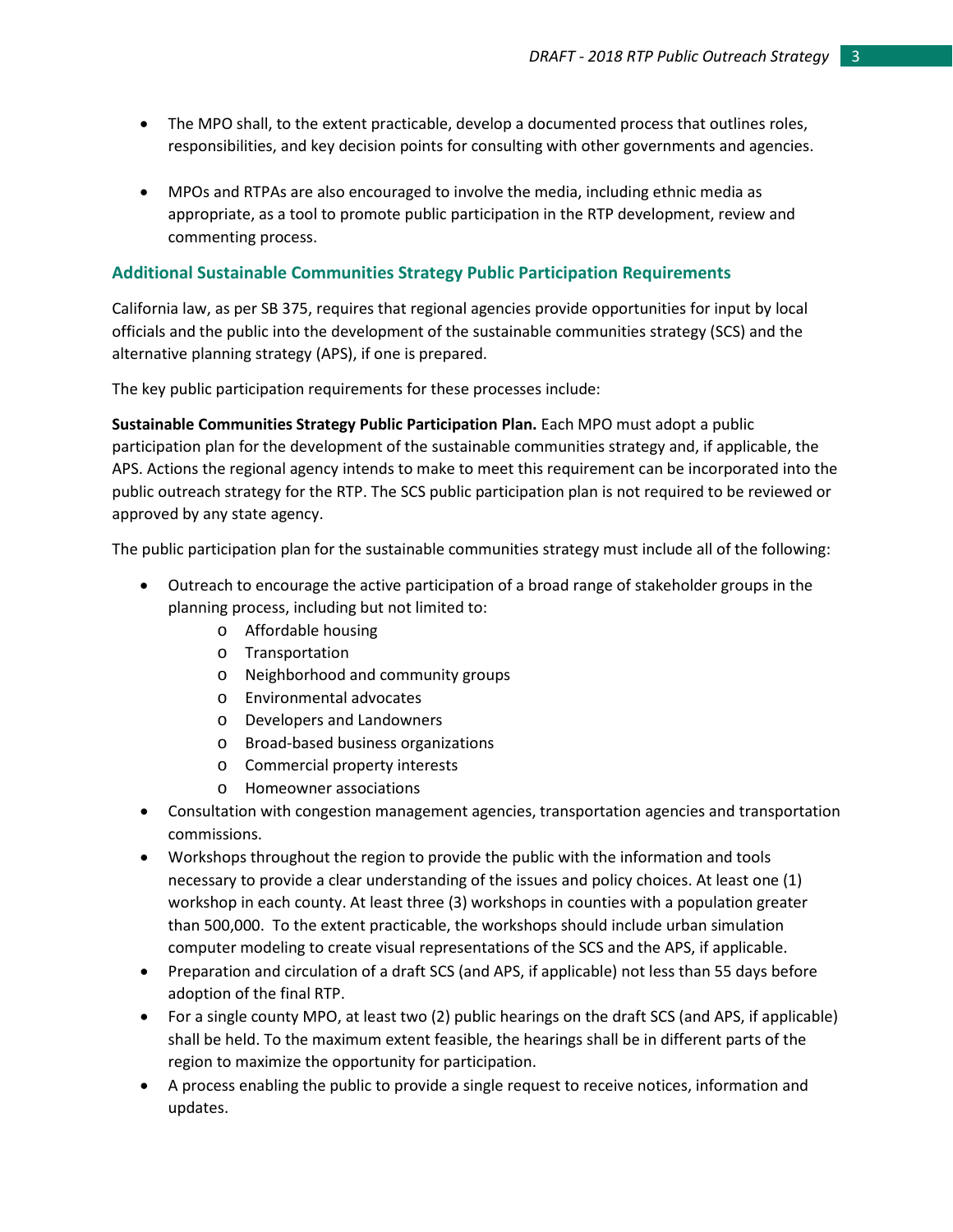- The MPO shall, to the extent practicable, develop a documented process that outlines roles, responsibilities, and key decision points for consulting with other governments and agencies.

- MPOs and RTPAs are also encouraged to involve the media, including ethnic media as appropriate, as a tool to promote public participation in the RTP development, review and commenting process.

### Additional Sustainable Communities Strategy Public Participation Requirements

California law, as per SB 375, requires that regional agencies provide opportunities for input by local officials and the public into the development of the sustainable communities strategy (SCS) and the alternative planning strategy (APS), if one is prepared.

The key public participation requirements for these processes include:

**Sustainable Communities Strategy Public Participation Plan.** Each MPO must adopt a public participation plan for the development of the sustainable communities strategy and, if applicable, the APS. Actions the regional agency intends to make to meet this requirement can be incorporated into the public outreach strategy for the RTP. The SCS public participation plan is not required to be reviewed or approved by any state agency.

The public participation plan for the sustainable communities strategy must include all of the following:

- Outreach to encourage the active participation of a broad range of stakeholder groups in the planning process, including but not limited to:
  - Affordable housing
  - Transportation
  - Neighborhood and community groups
  - Environmental advocates
  - Developers and Landowners
  - Broad-based business organizations
  - Commercial property interests
  - Homeowner associations
- Consultation with congestion management agencies, transportation agencies and transportation commissions.
- Workshops throughout the region to provide the public with the information and tools necessary to provide a clear understanding of the issues and policy choices. At least one (1) workshop in each county. At least three (3) workshops in counties with a population greater than 500,000. To the extent practicable, the workshops should include urban simulation computer modeling to create visual representations of the SCS and the APS, if applicable.
- Preparation and circulation of a draft SCS (and APS, if applicable) not less than 55 days before adoption of the final RTP.
- For a single county MPO, at least two (2) public hearings on the draft SCS (and APS, if applicable) shall be held. To the maximum extent feasible, the hearings shall be in different parts of the region to maximize the opportunity for participation.
- A process enabling the public to provide a single request to receive notices, information and updates.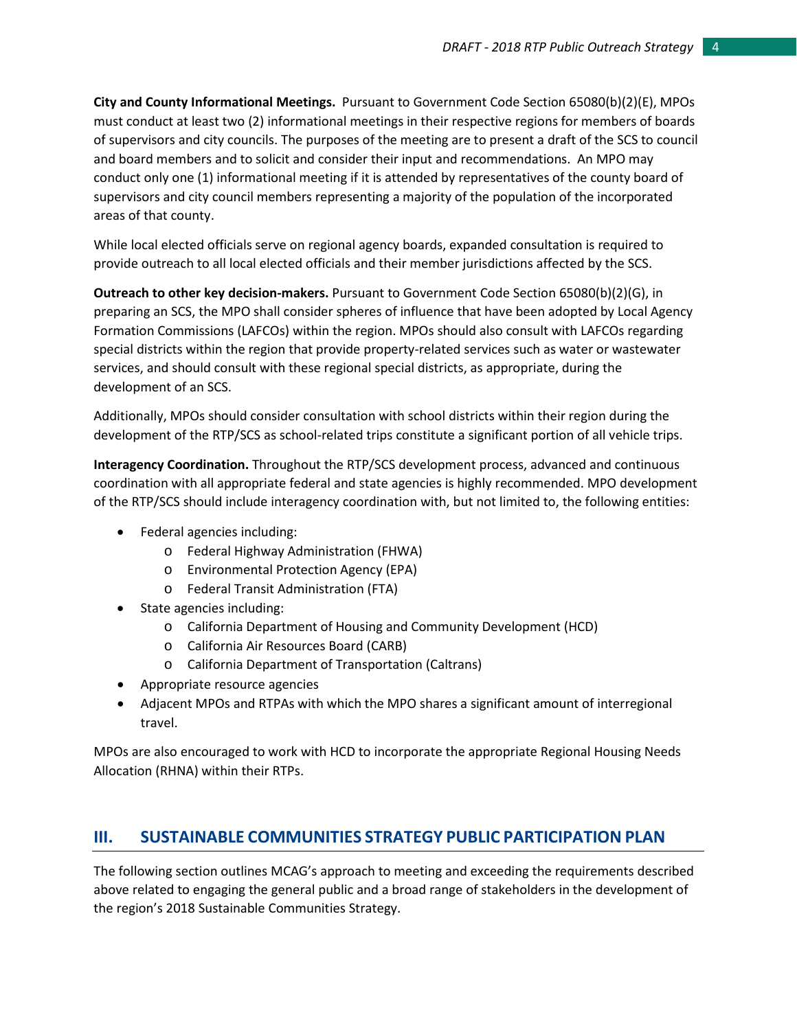**City and County Informational Meetings.** Pursuant to Government Code Section 65080(b)(2)(E), MPOs must conduct at least two (2) informational meetings in their respective regions for members of boards of supervisors and city councils. The purposes of the meeting are to present a draft of the SCS to council and board members and to solicit and consider their input and recommendations. An MPO may conduct only one (1) informational meeting if it is attended by representatives of the county board of supervisors and city council members representing a majority of the population of the incorporated areas of that county.

While local elected officials serve on regional agency boards, expanded consultation is required to provide outreach to all local elected officials and their member jurisdictions affected by the SCS.

**Outreach to other key decision-makers.** Pursuant to Government Code Section 65080(b)(2)(G), in preparing an SCS, the MPO shall consider spheres of influence that have been adopted by Local Agency Formation Commissions (LAFCOs) within the region. MPOs should also consult with LAFCOs regarding special districts within the region that provide property-related services such as water or wastewater services, and should consult with these regional special districts, as appropriate, during the development of an SCS.

Additionally, MPOs should consider consultation with school districts within their region during the development of the RTP/SCS as school-related trips constitute a significant portion of all vehicle trips.

**Interagency Coordination.** Throughout the RTP/SCS development process, advanced and continuous coordination with all appropriate federal and state agencies is highly recommended. MPO development of the RTP/SCS should include interagency coordination with, but not limited to, the following entities:

- Federal agencies including:
  - Federal Highway Administration (FHWA)
  - Environmental Protection Agency (EPA)
  - Federal Transit Administration (FTA)
- State agencies including:
  - California Department of Housing and Community Development (HCD)
  - California Air Resources Board (CARB)
  - California Department of Transportation (Caltrans)
- Appropriate resource agencies
- Adjacent MPOs and RTPAs with which the MPO shares a significant amount of interregional travel.

MPOs are also encouraged to work with HCD to incorporate the appropriate Regional Housing Needs Allocation (RHNA) within their RTPs.

## III. SUSTAINABLE COMMUNITIES STRATEGY PUBLIC PARTICIPATION PLAN

The following section outlines MCAG's approach to meeting and exceeding the requirements described above related to engaging the general public and a broad range of stakeholders in the development of the region's 2018 Sustainable Communities Strategy.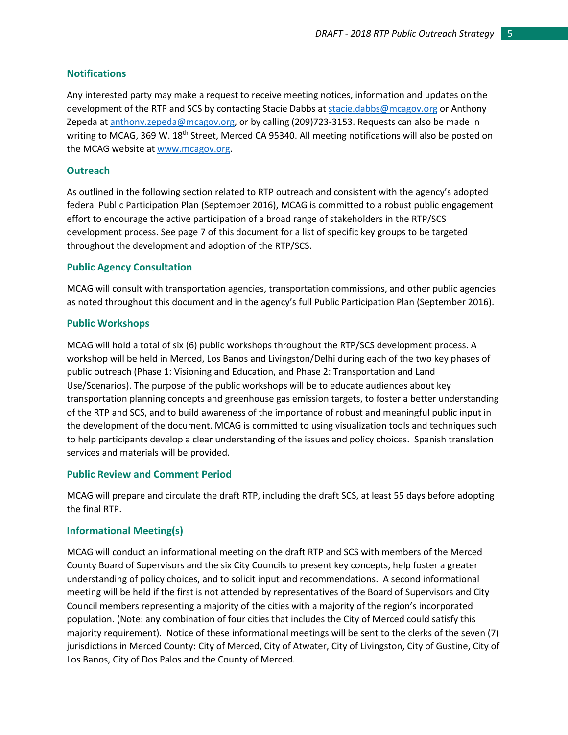### Notifications

Any interested party may make a request to receive meeting notices, information and updates on the development of the RTP and SCS by contacting Stacie Dabbs at stacie.dabbs@mcagov.org or Anthony Zepeda at anthony.zepeda@mcagov.org, or by calling (209)723-3153. Requests can also be made in writing to MCAG, 369 W. 18th Street, Merced CA 95340. All meeting notifications will also be posted on the MCAG website at www.mcagov.org.

### Outreach

As outlined in the following section related to RTP outreach and consistent with the agency's adopted federal Public Participation Plan (September 2016), MCAG is committed to a robust public engagement effort to encourage the active participation of a broad range of stakeholders in the RTP/SCS development process. See page 7 of this document for a list of specific key groups to be targeted throughout the development and adoption of the RTP/SCS.

### Public Agency Consultation

MCAG will consult with transportation agencies, transportation commissions, and other public agencies as noted throughout this document and in the agency's full Public Participation Plan (September 2016).

### Public Workshops

MCAG will hold a total of six (6) public workshops throughout the RTP/SCS development process. A workshop will be held in Merced, Los Banos and Livingston/Delhi during each of the two key phases of public outreach (Phase 1: Visioning and Education, and Phase 2: Transportation and Land Use/Scenarios). The purpose of the public workshops will be to educate audiences about key transportation planning concepts and greenhouse gas emission targets, to foster a better understanding of the RTP and SCS, and to build awareness of the importance of robust and meaningful public input in the development of the document. MCAG is committed to using visualization tools and techniques such to help participants develop a clear understanding of the issues and policy choices. Spanish translation services and materials will be provided.

### Public Review and Comment Period

MCAG will prepare and circulate the draft RTP, including the draft SCS, at least 55 days before adopting the final RTP.

### Informational Meeting(s)

MCAG will conduct an informational meeting on the draft RTP and SCS with members of the Merced County Board of Supervisors and the six City Councils to present key concepts, help foster a greater understanding of policy choices, and to solicit input and recommendations. A second informational meeting will be held if the first is not attended by representatives of the Board of Supervisors and City Council members representing a majority of the cities with a majority of the region's incorporated population. (Note: any combination of four cities that includes the City of Merced could satisfy this majority requirement). Notice of these informational meetings will be sent to the clerks of the seven (7) jurisdictions in Merced County: City of Merced, City of Atwater, City of Livingston, City of Gustine, City of Los Banos, City of Dos Palos and the County of Merced.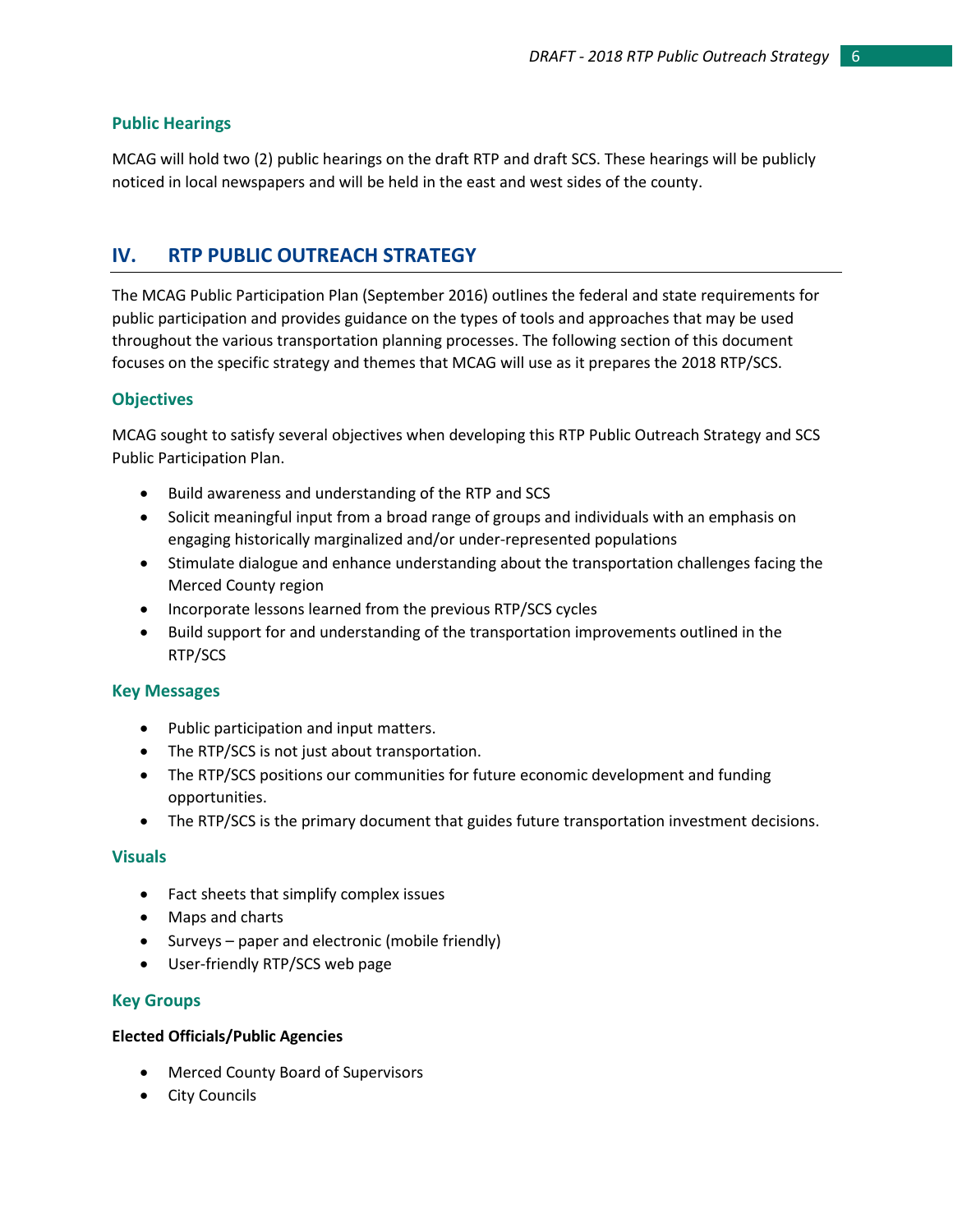### Public Hearings

MCAG will hold two (2) public hearings on the draft RTP and draft SCS. These hearings will be publicly noticed in local newspapers and will be held in the east and west sides of the county.

## IV. RTP PUBLIC OUTREACH STRATEGY

The MCAG Public Participation Plan (September 2016) outlines the federal and state requirements for public participation and provides guidance on the types of tools and approaches that may be used throughout the various transportation planning processes. The following section of this document focuses on the specific strategy and themes that MCAG will use as it prepares the 2018 RTP/SCS.

### Objectives

MCAG sought to satisfy several objectives when developing this RTP Public Outreach Strategy and SCS Public Participation Plan.

- Build awareness and understanding of the RTP and SCS
- Solicit meaningful input from a broad range of groups and individuals with an emphasis on engaging historically marginalized and/or under-represented populations
- Stimulate dialogue and enhance understanding about the transportation challenges facing the Merced County region
- Incorporate lessons learned from the previous RTP/SCS cycles
- Build support for and understanding of the transportation improvements outlined in the RTP/SCS

### Key Messages

- Public participation and input matters.
- The RTP/SCS is not just about transportation.
- The RTP/SCS positions our communities for future economic development and funding opportunities.
- The RTP/SCS is the primary document that guides future transportation investment decisions.

### Visuals

- Fact sheets that simplify complex issues
- Maps and charts
- Surveys – paper and electronic (mobile friendly)
- User-friendly RTP/SCS web page

### Key Groups

**Elected Officials/Public Agencies**

- Merced County Board of Supervisors
- City Councils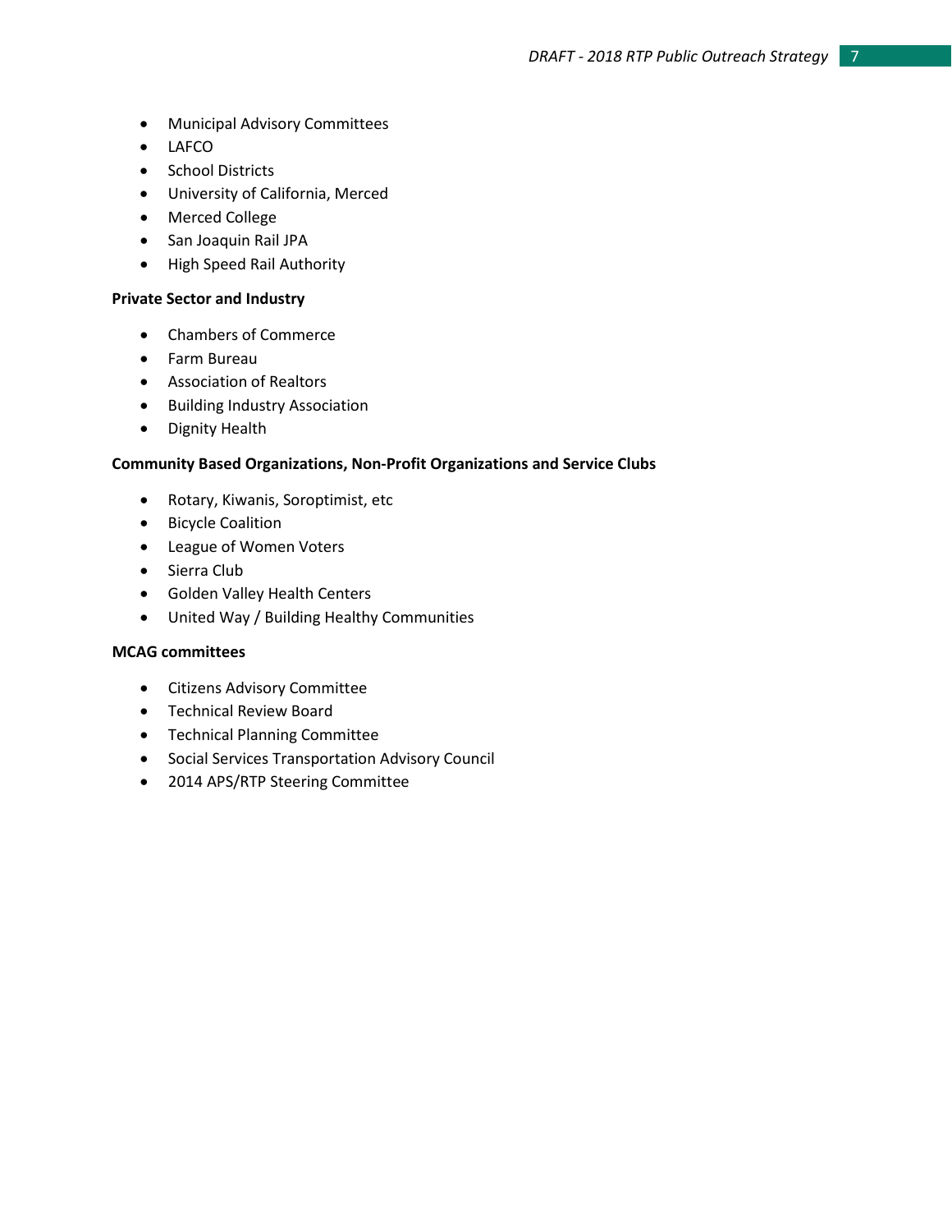- Municipal Advisory Committees
- LAFCO
- School Districts
- University of California, Merced
- Merced College
- San Joaquin Rail JPA
- High Speed Rail Authority

**Private Sector and Industry**

- Chambers of Commerce
- Farm Bureau
- Association of Realtors
- Building Industry Association
- Dignity Health

**Community Based Organizations, Non-Profit Organizations and Service Clubs**

- Rotary, Kiwanis, Soroptimist, etc
- Bicycle Coalition
- League of Women Voters
- Sierra Club
- Golden Valley Health Centers
- United Way / Building Healthy Communities

**MCAG committees**

- Citizens Advisory Committee
- Technical Review Board
- Technical Planning Committee
- Social Services Transportation Advisory Council
- 2014 APS/RTP Steering Committee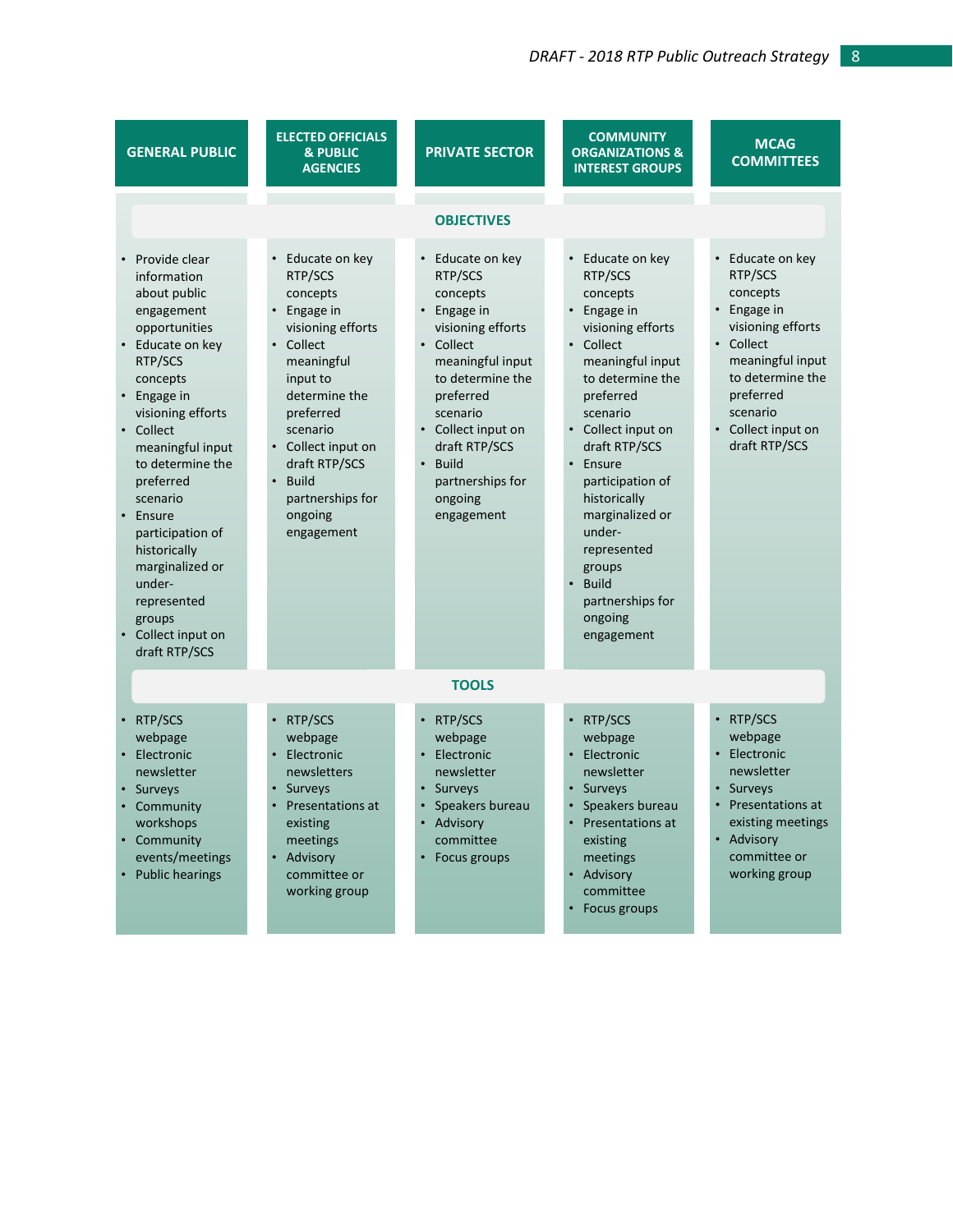| | GENERAL PUBLIC | ELECTED OFFICIALS & PUBLIC AGENCIES | PRIVATE SECTOR | COMMUNITY ORGANIZATIONS & INTEREST GROUPS | MCAG COMMITTEES |
|---|---|---|---|---|---|
| **OBJECTIVES** | • Provide clear information about public engagement opportunities<br>• Educate on key RTP/SCS concepts<br>• Engage in visioning efforts<br>• Collect meaningful input to determine the preferred scenario<br>• Ensure participation of historically marginalized or under-represented groups<br>• Collect input on draft RTP/SCS | • Educate on key RTP/SCS concepts<br>• Engage in visioning efforts<br>• Collect meaningful input to determine the preferred scenario<br>• Collect input on draft RTP/SCS<br>• Build partnerships for ongoing engagement | • Educate on key RTP/SCS concepts<br>• Engage in visioning efforts<br>• Collect meaningful input to determine the preferred scenario<br>• Collect input on draft RTP/SCS<br>• Build partnerships for ongoing engagement | • Educate on key RTP/SCS concepts<br>• Engage in visioning efforts<br>• Collect meaningful input to determine the preferred scenario<br>• Collect input on draft RTP/SCS<br>• Ensure participation of historically marginalized or under-represented groups<br>• Build partnerships for ongoing engagement | • Educate on key RTP/SCS concepts<br>• Engage in visioning efforts<br>• Collect meaningful input to determine the preferred scenario<br>• Collect input on draft RTP/SCS |
| **TOOLS** | • RTP/SCS webpage<br>• Electronic newsletter<br>• Surveys<br>• Community workshops<br>• Community events/meetings<br>• Public hearings | • RTP/SCS webpage<br>• Electronic newsletters<br>• Surveys<br>• Presentations at existing meetings<br>• Advisory committee or working group | • RTP/SCS webpage<br>• Electronic newsletter<br>• Surveys<br>• Speakers bureau<br>• Advisory committee<br>• Focus groups | • RTP/SCS webpage<br>• Electronic newsletter<br>• Surveys<br>• Speakers bureau<br>• Presentations at existing meetings<br>• Advisory committee<br>• Focus groups | • RTP/SCS webpage<br>• Electronic newsletter<br>• Surveys<br>• Presentations at existing meetings<br>• Advisory committee or working group |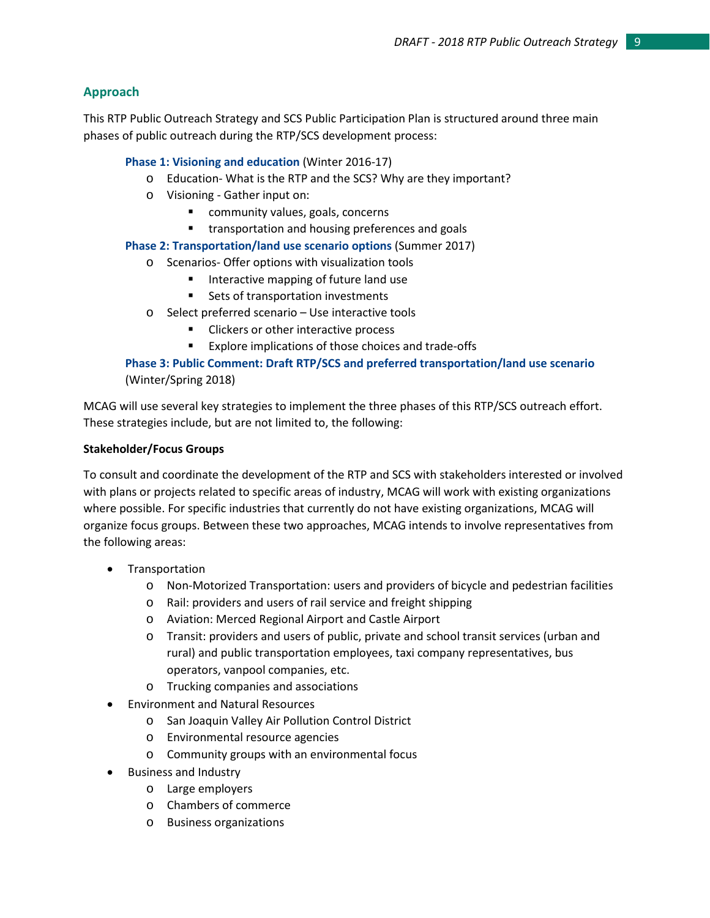## Approach

This RTP Public Outreach Strategy and SCS Public Participation Plan is structured around three main phases of public outreach during the RTP/SCS development process:

**Phase 1: Visioning and education** (Winter 2016-17)

- Education- What is the RTP and the SCS? Why are they important?
- Visioning - Gather input on:
  - community values, goals, concerns
  - transportation and housing preferences and goals

**Phase 2: Transportation/land use scenario options** (Summer 2017)

- Scenarios- Offer options with visualization tools
  - Interactive mapping of future land use
  - Sets of transportation investments
- Select preferred scenario – Use interactive tools
  - Clickers or other interactive process
  - Explore implications of those choices and trade-offs

**Phase 3: Public Comment: Draft RTP/SCS and preferred transportation/land use scenario** (Winter/Spring 2018)

MCAG will use several key strategies to implement the three phases of this RTP/SCS outreach effort. These strategies include, but are not limited to, the following:

**Stakeholder/Focus Groups**

To consult and coordinate the development of the RTP and SCS with stakeholders interested or involved with plans or projects related to specific areas of industry, MCAG will work with existing organizations where possible. For specific industries that currently do not have existing organizations, MCAG will organize focus groups. Between these two approaches, MCAG intends to involve representatives from the following areas:

- Transportation
  - Non-Motorized Transportation: users and providers of bicycle and pedestrian facilities
  - Rail: providers and users of rail service and freight shipping
  - Aviation: Merced Regional Airport and Castle Airport
  - Transit: providers and users of public, private and school transit services (urban and rural) and public transportation employees, taxi company representatives, bus operators, vanpool companies, etc.
  - Trucking companies and associations
- Environment and Natural Resources
  - San Joaquin Valley Air Pollution Control District
  - Environmental resource agencies
  - Community groups with an environmental focus
- Business and Industry
  - Large employers
  - Chambers of commerce
  - Business organizations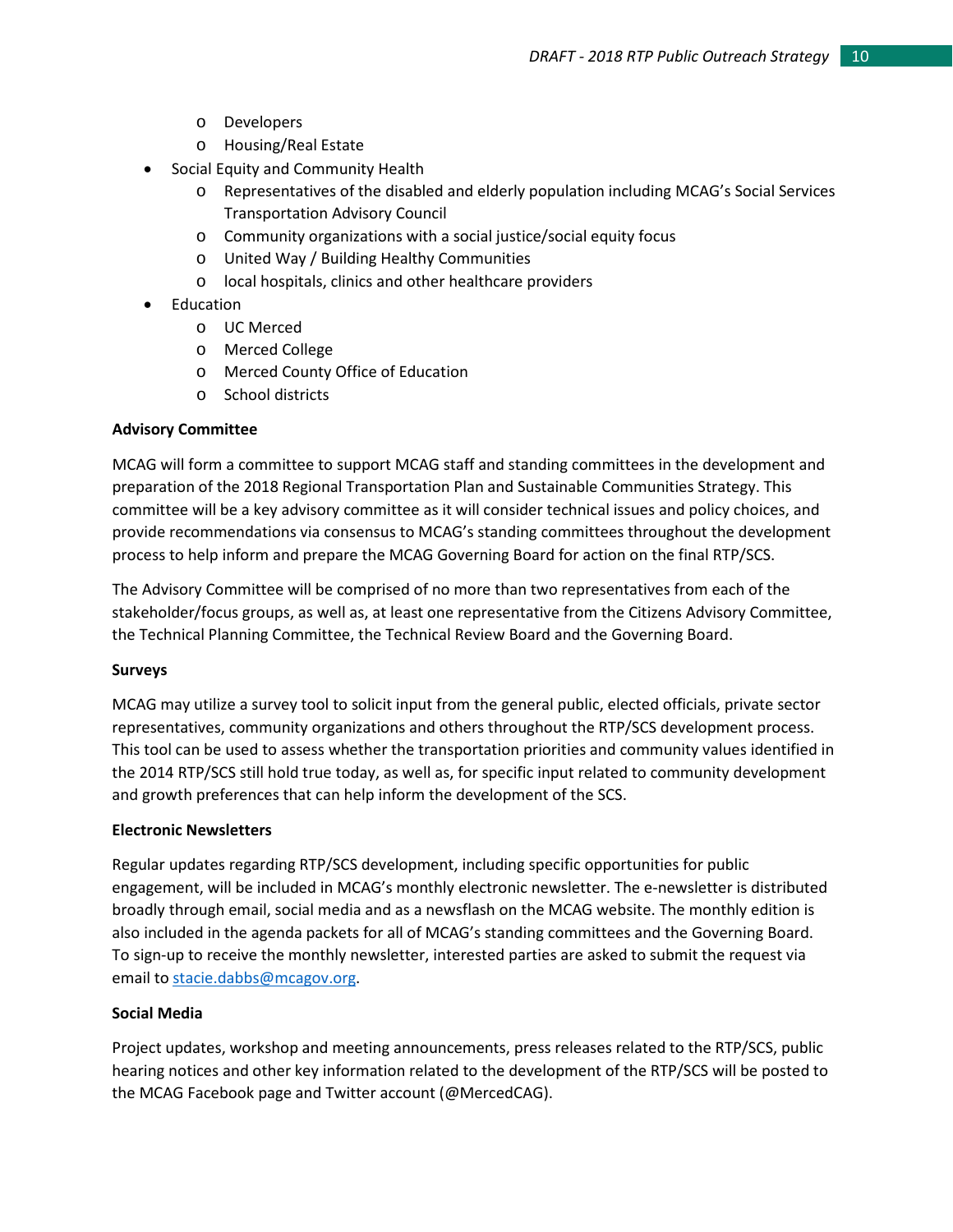- Developers
  - Housing/Real Estate
- Social Equity and Community Health
  - Representatives of the disabled and elderly population including MCAG's Social Services Transportation Advisory Council
  - Community organizations with a social justice/social equity focus
  - United Way / Building Healthy Communities
  - local hospitals, clinics and other healthcare providers
- Education
  - UC Merced
  - Merced College
  - Merced County Office of Education
  - School districts

**Advisory Committee**

MCAG will form a committee to support MCAG staff and standing committees in the development and preparation of the 2018 Regional Transportation Plan and Sustainable Communities Strategy. This committee will be a key advisory committee as it will consider technical issues and policy choices, and provide recommendations via consensus to MCAG's standing committees throughout the development process to help inform and prepare the MCAG Governing Board for action on the final RTP/SCS.

The Advisory Committee will be comprised of no more than two representatives from each of the stakeholder/focus groups, as well as, at least one representative from the Citizens Advisory Committee, the Technical Planning Committee, the Technical Review Board and the Governing Board.

**Surveys**

MCAG may utilize a survey tool to solicit input from the general public, elected officials, private sector representatives, community organizations and others throughout the RTP/SCS development process. This tool can be used to assess whether the transportation priorities and community values identified in the 2014 RTP/SCS still hold true today, as well as, for specific input related to community development and growth preferences that can help inform the development of the SCS.

**Electronic Newsletters**

Regular updates regarding RTP/SCS development, including specific opportunities for public engagement, will be included in MCAG's monthly electronic newsletter. The e-newsletter is distributed broadly through email, social media and as a newsflash on the MCAG website. The monthly edition is also included in the agenda packets for all of MCAG's standing committees and the Governing Board. To sign-up to receive the monthly newsletter, interested parties are asked to submit the request via email to [stacie.dabbs@mcagov.org](mailto:stacie.dabbs@mcagov.org).

**Social Media**

Project updates, workshop and meeting announcements, press releases related to the RTP/SCS, public hearing notices and other key information related to the development of the RTP/SCS will be posted to the MCAG Facebook page and Twitter account (@MercedCAG).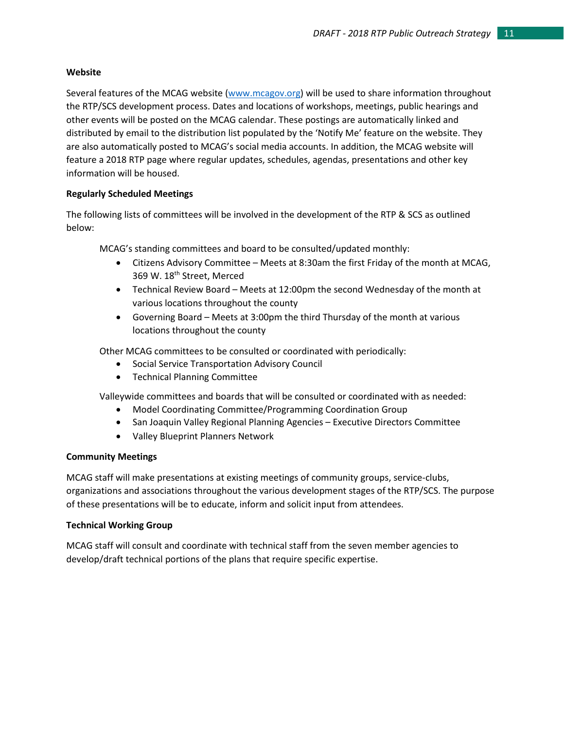### Website

Several features of the MCAG website ([www.mcagov.org](http://www.mcagov.org)) will be used to share information throughout the RTP/SCS development process. Dates and locations of workshops, meetings, public hearings and other events will be posted on the MCAG calendar. These postings are automatically linked and distributed by email to the distribution list populated by the 'Notify Me' feature on the website. They are also automatically posted to MCAG's social media accounts. In addition, the MCAG website will feature a 2018 RTP page where regular updates, schedules, agendas, presentations and other key information will be housed.

### Regularly Scheduled Meetings

The following lists of committees will be involved in the development of the RTP & SCS as outlined below:

MCAG's standing committees and board to be consulted/updated monthly:

- Citizens Advisory Committee – Meets at 8:30am the first Friday of the month at MCAG, 369 W. 18th Street, Merced
- Technical Review Board – Meets at 12:00pm the second Wednesday of the month at various locations throughout the county
- Governing Board – Meets at 3:00pm the third Thursday of the month at various locations throughout the county

Other MCAG committees to be consulted or coordinated with periodically:

- Social Service Transportation Advisory Council
- Technical Planning Committee

Valleywide committees and boards that will be consulted or coordinated with as needed:

- Model Coordinating Committee/Programming Coordination Group
- San Joaquin Valley Regional Planning Agencies – Executive Directors Committee
- Valley Blueprint Planners Network

### Community Meetings

MCAG staff will make presentations at existing meetings of community groups, service-clubs, organizations and associations throughout the various development stages of the RTP/SCS. The purpose of these presentations will be to educate, inform and solicit input from attendees.

### Technical Working Group

MCAG staff will consult and coordinate with technical staff from the seven member agencies to develop/draft technical portions of the plans that require specific expertise.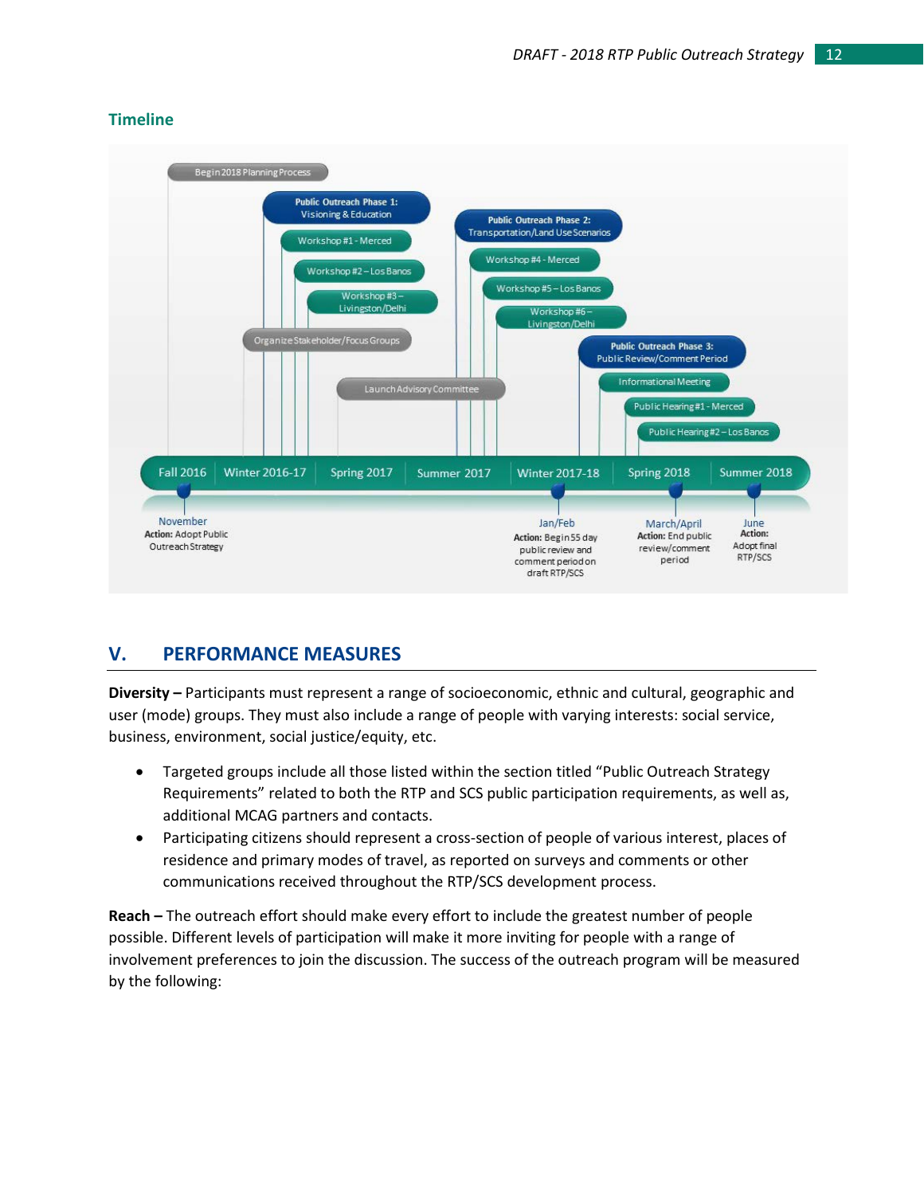### Timeline

Begin 2018 Planning Process

Public Outreach Phase 1: Visioning & Education
- Workshop #1 - Merced
- Workshop #2 – Los Banos
- Workshop #3 – Livingston/Delhi

Organize Stakeholder/Focus Groups

Launch Advisory Committee

Public Outreach Phase 2: Transportation/Land Use Scenarios
- Workshop #4 - Merced
- Workshop #5 – Los Banos
- Workshop #6 – Livingston/Delhi

Public Outreach Phase 3: Public Review/Comment Period
- Informational Meeting
- Public Hearing #1 - Merced
- Public Hearing #2 – Los Banos

Fall 2016 | Winter 2016-17 | Spring 2017 | Summer 2017 | Winter 2017-18 | Spring 2018 | Summer 2018

November
**Action:** Adopt Public Outreach Strategy

Jan/Feb
**Action:** Begin 55 day public review and comment period on draft RTP/SCS

March/April
**Action:** End public review/comment period

June
**Action:** Adopt final RTP/SCS

## V. PERFORMANCE MEASURES

**Diversity –** Participants must represent a range of socioeconomic, ethnic and cultural, geographic and user (mode) groups. They must also include a range of people with varying interests: social service, business, environment, social justice/equity, etc.

- Targeted groups include all those listed within the section titled "Public Outreach Strategy Requirements" related to both the RTP and SCS public participation requirements, as well as, additional MCAG partners and contacts.
- Participating citizens should represent a cross-section of people of various interest, places of residence and primary modes of travel, as reported on surveys and comments or other communications received throughout the RTP/SCS development process.

**Reach –** The outreach effort should make every effort to include the greatest number of people possible. Different levels of participation will make it more inviting for people with a range of involvement preferences to join the discussion. The success of the outreach program will be measured by the following: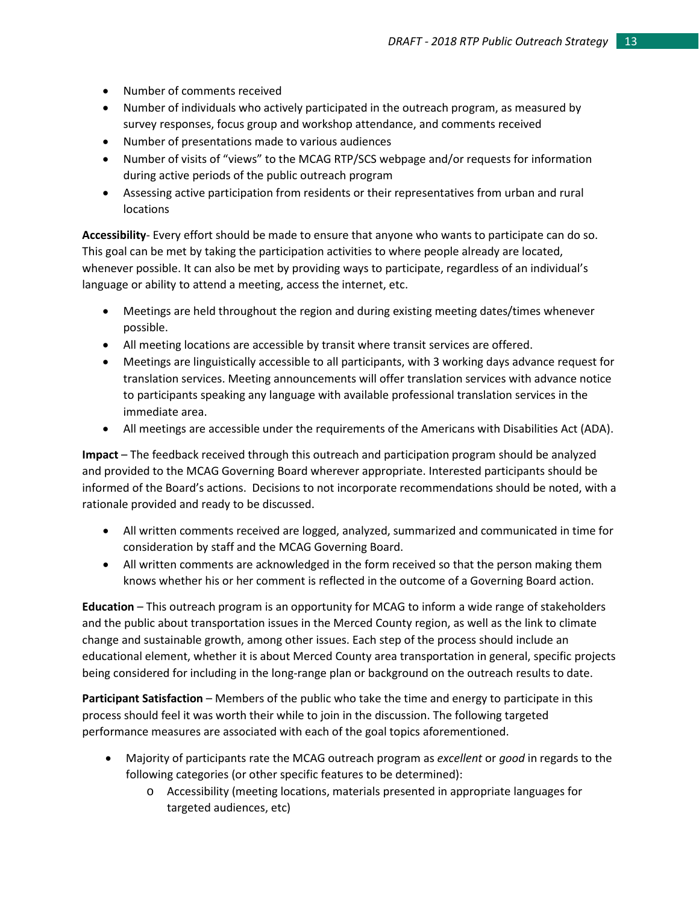- Number of comments received
- Number of individuals who actively participated in the outreach program, as measured by survey responses, focus group and workshop attendance, and comments received
- Number of presentations made to various audiences
- Number of visits of "views" to the MCAG RTP/SCS webpage and/or requests for information during active periods of the public outreach program
- Assessing active participation from residents or their representatives from urban and rural locations

**Accessibility**- Every effort should be made to ensure that anyone who wants to participate can do so. This goal can be met by taking the participation activities to where people already are located, whenever possible. It can also be met by providing ways to participate, regardless of an individual's language or ability to attend a meeting, access the internet, etc.

- Meetings are held throughout the region and during existing meeting dates/times whenever possible.
- All meeting locations are accessible by transit where transit services are offered.
- Meetings are linguistically accessible to all participants, with 3 working days advance request for translation services. Meeting announcements will offer translation services with advance notice to participants speaking any language with available professional translation services in the immediate area.
- All meetings are accessible under the requirements of the Americans with Disabilities Act (ADA).

**Impact** – The feedback received through this outreach and participation program should be analyzed and provided to the MCAG Governing Board wherever appropriate. Interested participants should be informed of the Board's actions. Decisions to not incorporate recommendations should be noted, with a rationale provided and ready to be discussed.

- All written comments received are logged, analyzed, summarized and communicated in time for consideration by staff and the MCAG Governing Board.
- All written comments are acknowledged in the form received so that the person making them knows whether his or her comment is reflected in the outcome of a Governing Board action.

**Education** – This outreach program is an opportunity for MCAG to inform a wide range of stakeholders and the public about transportation issues in the Merced County region, as well as the link to climate change and sustainable growth, among other issues. Each step of the process should include an educational element, whether it is about Merced County area transportation in general, specific projects being considered for including in the long-range plan or background on the outreach results to date.

**Participant Satisfaction** – Members of the public who take the time and energy to participate in this process should feel it was worth their while to join in the discussion. The following targeted performance measures are associated with each of the goal topics aforementioned.

- Majority of participants rate the MCAG outreach program as *excellent* or *good* in regards to the following categories (or other specific features to be determined):
  - Accessibility (meeting locations, materials presented in appropriate languages for targeted audiences, etc)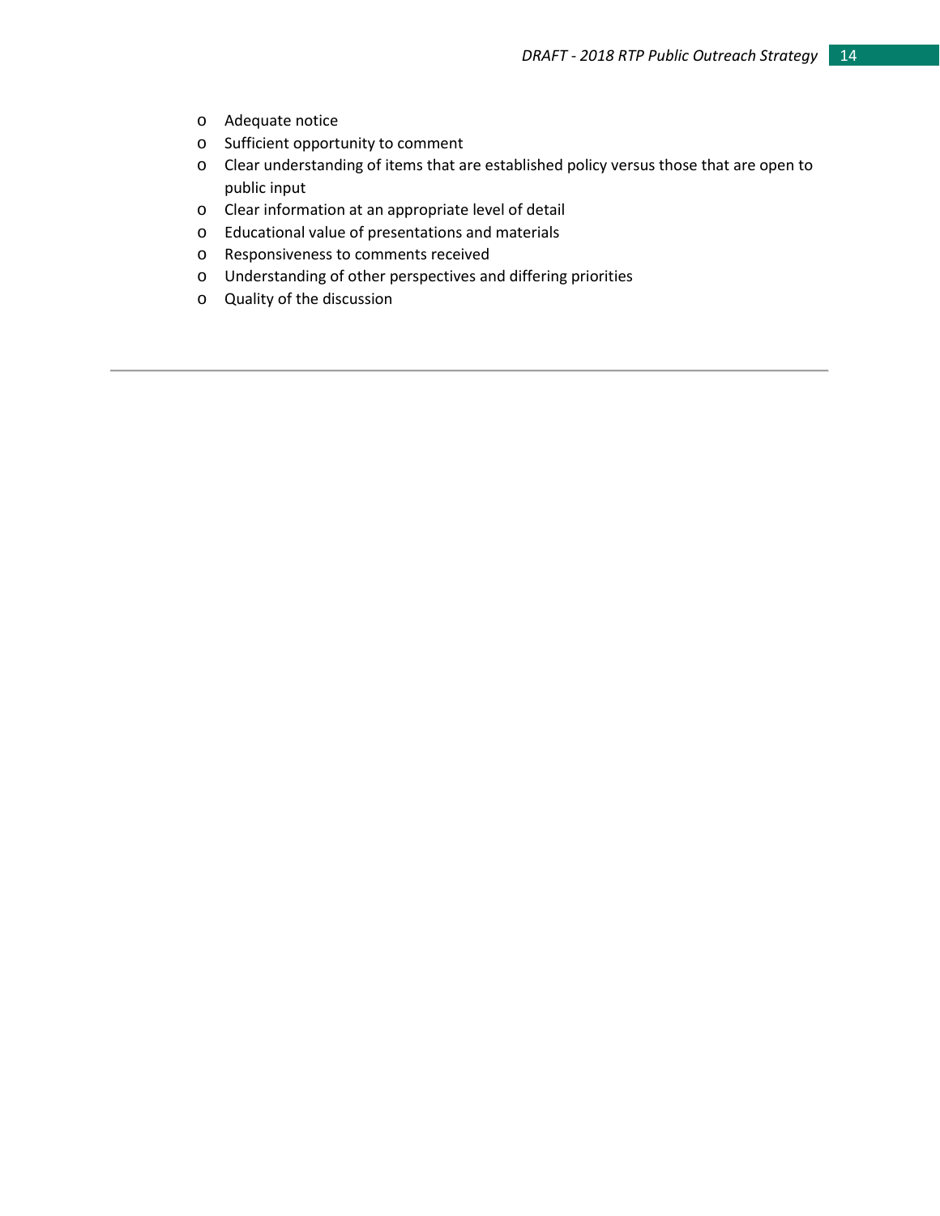- Adequate notice
- Sufficient opportunity to comment
- Clear understanding of items that are established policy versus those that are open to public input
- Clear information at an appropriate level of detail
- Educational value of presentations and materials
- Responsiveness to comments received
- Understanding of other perspectives and differing priorities
- Quality of the discussion

---